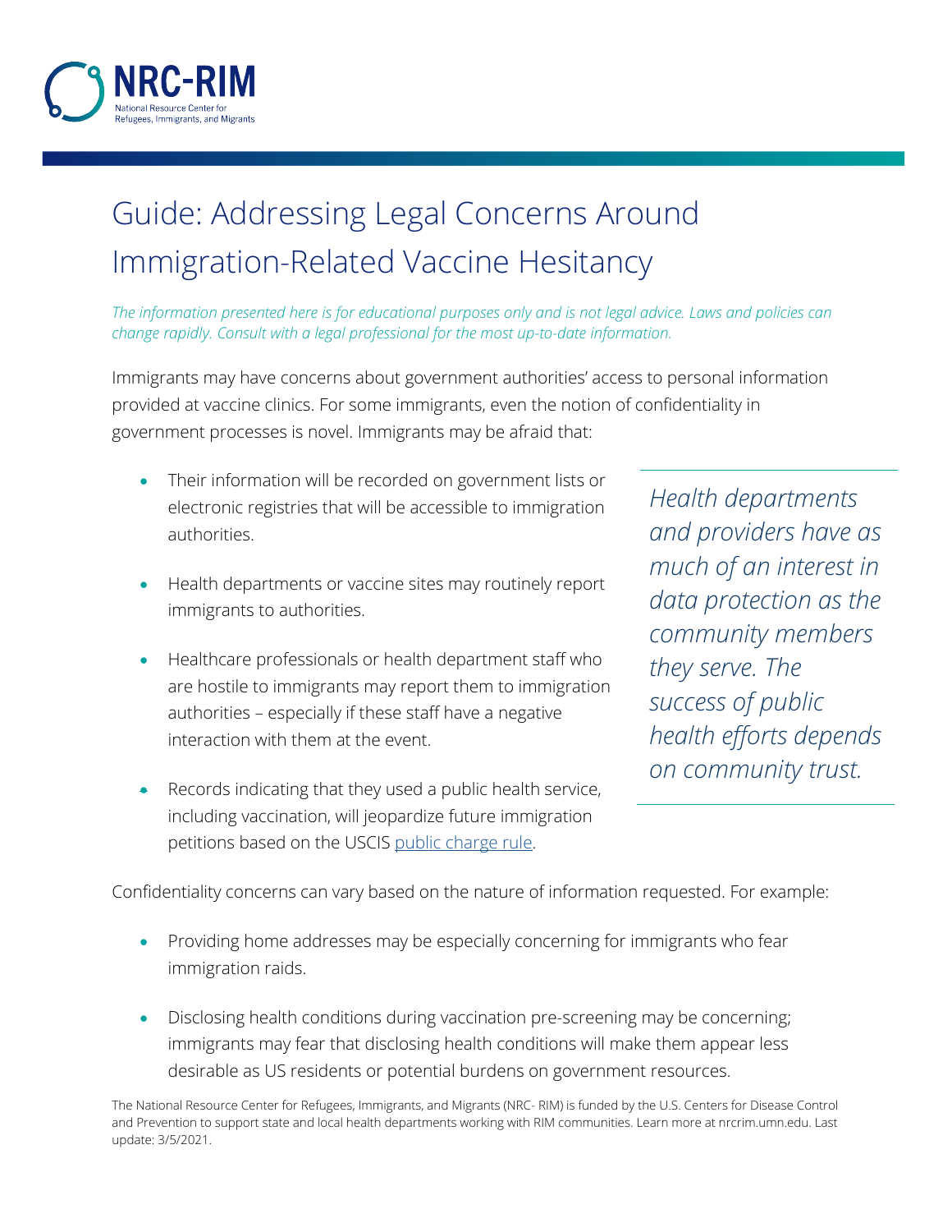NRC-RIM

National Resource Center for Refugees, Immigrants, and Migrants

# Guide: Addressing Legal Concerns Around Immigration-Related Vaccine Hesitancy

*The information presented here is for educational purposes only and is not legal advice. Laws and policies can change rapidly. Consult with a legal professional for the most up-to-date information.*

Immigrants may have concerns about government authorities' access to personal information provided at vaccine clinics. For some immigrants, even the notion of confidentiality in government processes is novel. Immigrants may be afraid that:

- Their information will be recorded on government lists or electronic registries that will be accessible to immigration authorities.
- Health departments or vaccine sites may routinely report immigrants to authorities.
- Healthcare professionals or health department staff who are hostile to immigrants may report them to immigration authorities – especially if these staff have a negative interaction with them at the event.
- Records indicating that they used a public health service, including vaccination, will jeopardize future immigration petitions based on the USCIS [public charge rule](#).

> *Health departments and providers have as much of an interest in data protection as the community members they serve. The success of public health efforts depends on community trust.*

Confidentiality concerns can vary based on the nature of information requested. For example:

- Providing home addresses may be especially concerning for immigrants who fear immigration raids.
- Disclosing health conditions during vaccination pre-screening may be concerning; immigrants may fear that disclosing health conditions will make them appear less desirable as US residents or potential burdens on government resources.

The National Resource Center for Refugees, Immigrants, and Migrants (NRC- RIM) is funded by the U.S. Centers for Disease Control and Prevention to support state and local health departments working with RIM communities. Learn more at nrcrim.umn.edu. Last update: 3/5/2021.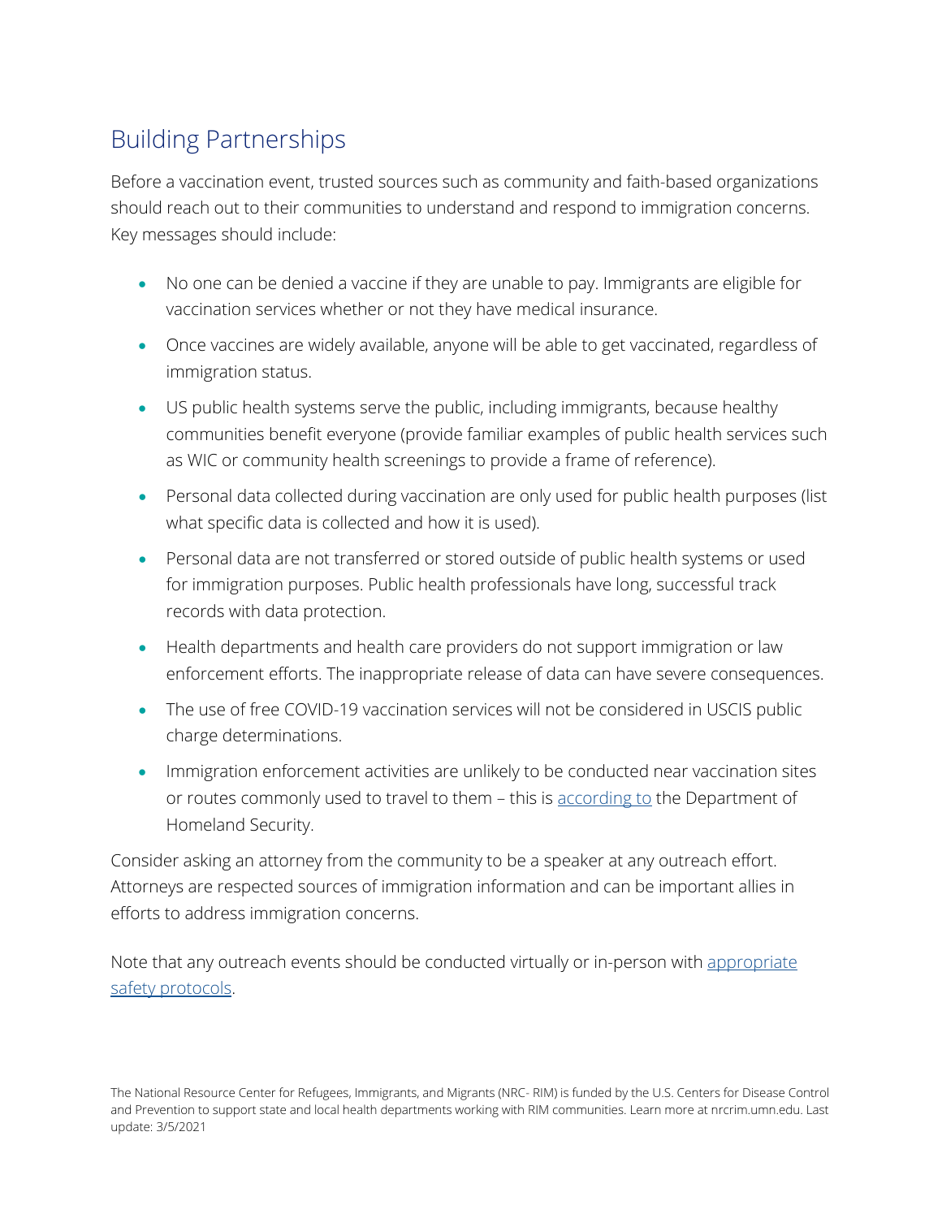## Building Partnerships

Before a vaccination event, trusted sources such as community and faith-based organizations should reach out to their communities to understand and respond to immigration concerns. Key messages should include:

- No one can be denied a vaccine if they are unable to pay. Immigrants are eligible for vaccination services whether or not they have medical insurance.
- Once vaccines are widely available, anyone will be able to get vaccinated, regardless of immigration status.
- US public health systems serve the public, including immigrants, because healthy communities benefit everyone (provide familiar examples of public health services such as WIC or community health screenings to provide a frame of reference).
- Personal data collected during vaccination are only used for public health purposes (list what specific data is collected and how it is used).
- Personal data are not transferred or stored outside of public health systems or used for immigration purposes. Public health professionals have long, successful track records with data protection.
- Health departments and health care providers do not support immigration or law enforcement efforts. The inappropriate release of data can have severe consequences.
- The use of free COVID-19 vaccination services will not be considered in USCIS public charge determinations.
- Immigration enforcement activities are unlikely to be conducted near vaccination sites or routes commonly used to travel to them – this is according to the Department of Homeland Security.

Consider asking an attorney from the community to be a speaker at any outreach effort. Attorneys are respected sources of immigration information and can be important allies in efforts to address immigration concerns.

Note that any outreach events should be conducted virtually or in-person with appropriate safety protocols.

The National Resource Center for Refugees, Immigrants, and Migrants (NRC- RIM) is funded by the U.S. Centers for Disease Control and Prevention to support state and local health departments working with RIM communities. Learn more at nrcrim.umn.edu. Last update: 3/5/2021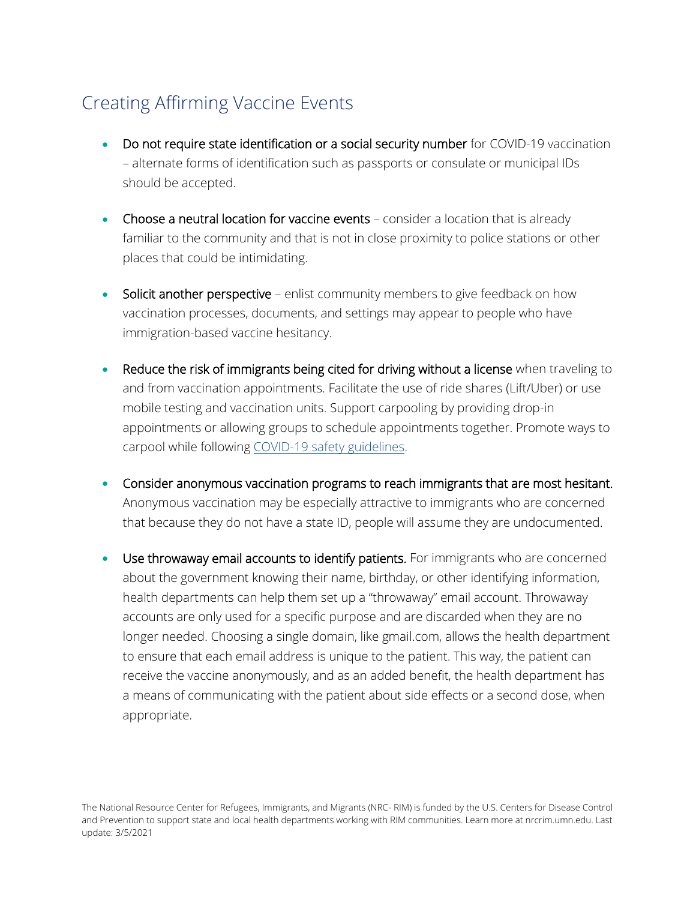## Creating Affirming Vaccine Events

- Do not require state identification or a social security number for COVID-19 vaccination – alternate forms of identification such as passports or consulate or municipal IDs should be accepted.
- Choose a neutral location for vaccine events – consider a location that is already familiar to the community and that is not in close proximity to police stations or other places that could be intimidating.
- Solicit another perspective – enlist community members to give feedback on how vaccination processes, documents, and settings may appear to people who have immigration-based vaccine hesitancy.
- Reduce the risk of immigrants being cited for driving without a license when traveling to and from vaccination appointments. Facilitate the use of ride shares (Lift/Uber) or use mobile testing and vaccination units. Support carpooling by providing drop-in appointments or allowing groups to schedule appointments together. Promote ways to carpool while following [COVID-19 safety guidelines.](#)
- Consider anonymous vaccination programs to reach immigrants that are most hesitant. Anonymous vaccination may be especially attractive to immigrants who are concerned that because they do not have a state ID, people will assume they are undocumented.
- Use throwaway email accounts to identify patients. For immigrants who are concerned about the government knowing their name, birthday, or other identifying information, health departments can help them set up a "throwaway" email account. Throwaway accounts are only used for a specific purpose and are discarded when they are no longer needed. Choosing a single domain, like gmail.com, allows the health department to ensure that each email address is unique to the patient. This way, the patient can receive the vaccine anonymously, and as an added benefit, the health department has a means of communicating with the patient about side effects or a second dose, when appropriate.

The National Resource Center for Refugees, Immigrants, and Migrants (NRC- RIM) is funded by the U.S. Centers for Disease Control and Prevention to support state and local health departments working with RIM communities. Learn more at nrcrim.umn.edu. Last update: 3/5/2021